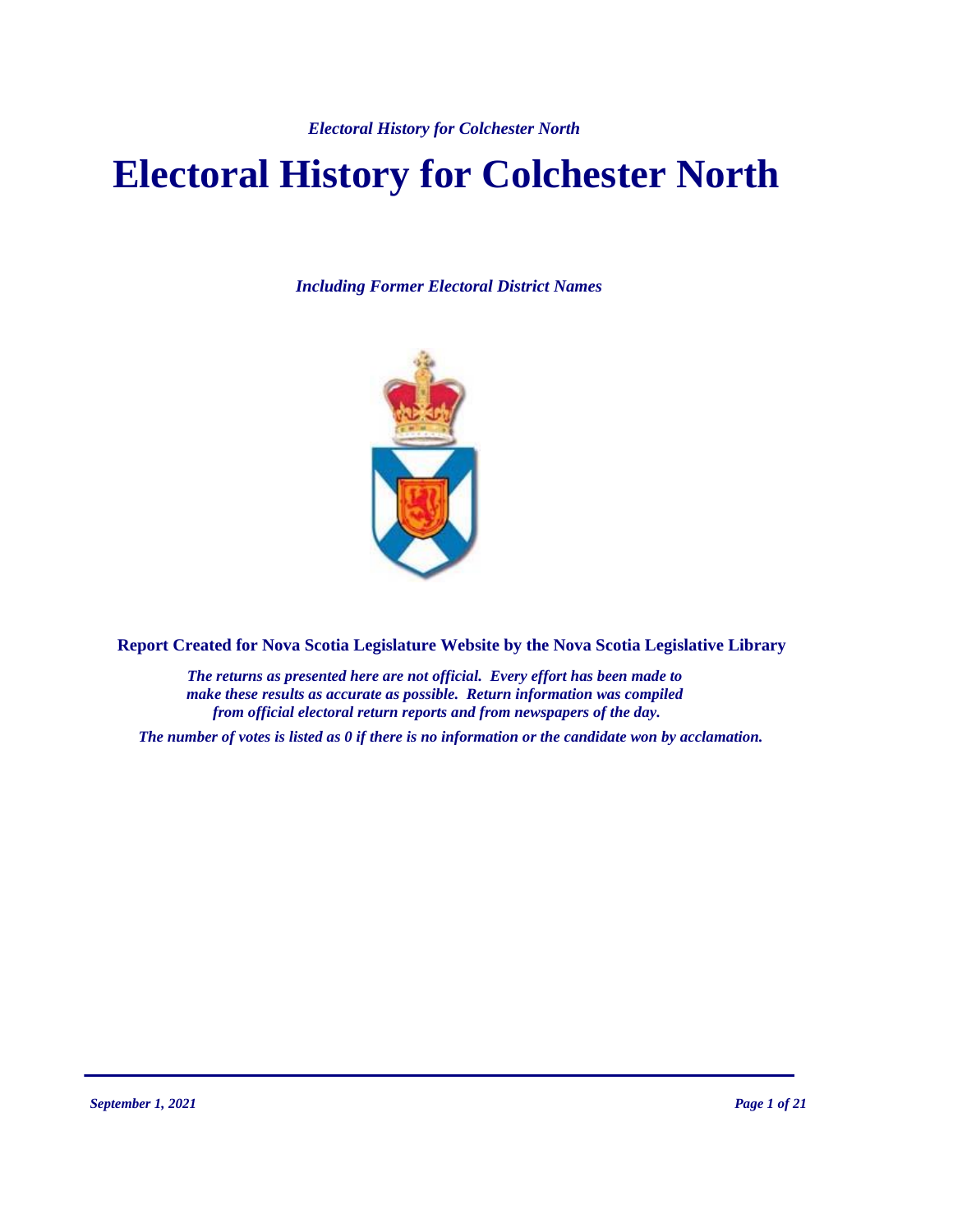# Electoral History for Colchester North

*Including Former Electoral District Names*

**Report Created for Nova Scotia Legislature Website by the Nova Scotia Legislative Library**

***The returns as presented here are not official. Every effort has been made to make these results as accurate as possible. Return information was compiled from official electoral return reports and from newspapers of the day.***

***The number of votes is listed as 0 if there is no information or the candidate won by acclamation.***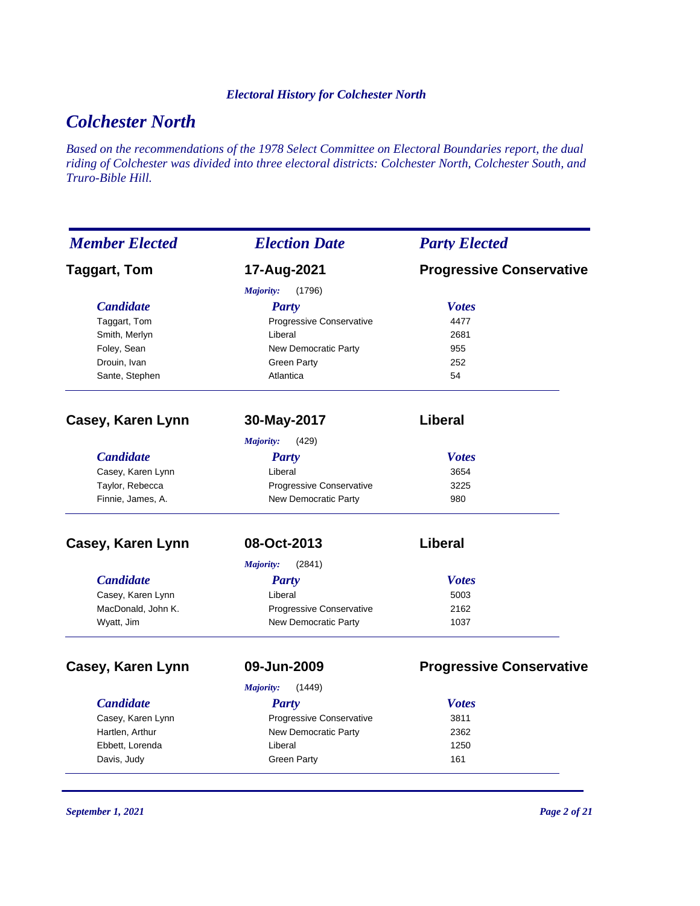*Electoral History for Colchester North*

# Colchester North

*Based on the recommendations of the 1978 Select Committee on Electoral Boundaries report, the dual riding of Colchester was divided into three electoral districts: Colchester North, Colchester South, and Truro-Bible Hill.*

| *Member Elected* | *Election Date* | *Party Elected* |
|---|---|---|
| **Taggart, Tom** | **17-Aug-2021** | **Progressive Conservative** |

*Majority:* (1796)

| *Candidate* | *Party* | *Votes* |
|---|---|---|
| Taggart, Tom | Progressive Conservative | 4477 |
| Smith, Merlyn | Liberal | 2681 |
| Foley, Sean | New Democratic Party | 955 |
| Drouin, Ivan | Green Party | 252 |
| Sante, Stephen | Atlantica | 54 |

| *Member Elected* | *Election Date* | *Party Elected* |
|---|---|---|
| **Casey, Karen Lynn** | **30-May-2017** | **Liberal** |

*Majority:* (429)

| *Candidate* | *Party* | *Votes* |
|---|---|---|
| Casey, Karen Lynn | Liberal | 3654 |
| Taylor, Rebecca | Progressive Conservative | 3225 |
| Finnie, James, A. | New Democratic Party | 980 |

| *Member Elected* | *Election Date* | *Party Elected* |
|---|---|---|
| **Casey, Karen Lynn** | **08-Oct-2013** | **Liberal** |

*Majority:* (2841)

| *Candidate* | *Party* | *Votes* |
|---|---|---|
| Casey, Karen Lynn | Liberal | 5003 |
| MacDonald, John K. | Progressive Conservative | 2162 |
| Wyatt, Jim | New Democratic Party | 1037 |

| *Member Elected* | *Election Date* | *Party Elected* |
|---|---|---|
| **Casey, Karen Lynn** | **09-Jun-2009** | **Progressive Conservative** |

*Majority:* (1449)

| *Candidate* | *Party* | *Votes* |
|---|---|---|
| Casey, Karen Lynn | Progressive Conservative | 3811 |
| Hartlen, Arthur | New Democratic Party | 2362 |
| Ebbett, Lorenda | Liberal | 1250 |
| Davis, Judy | Green Party | 161 |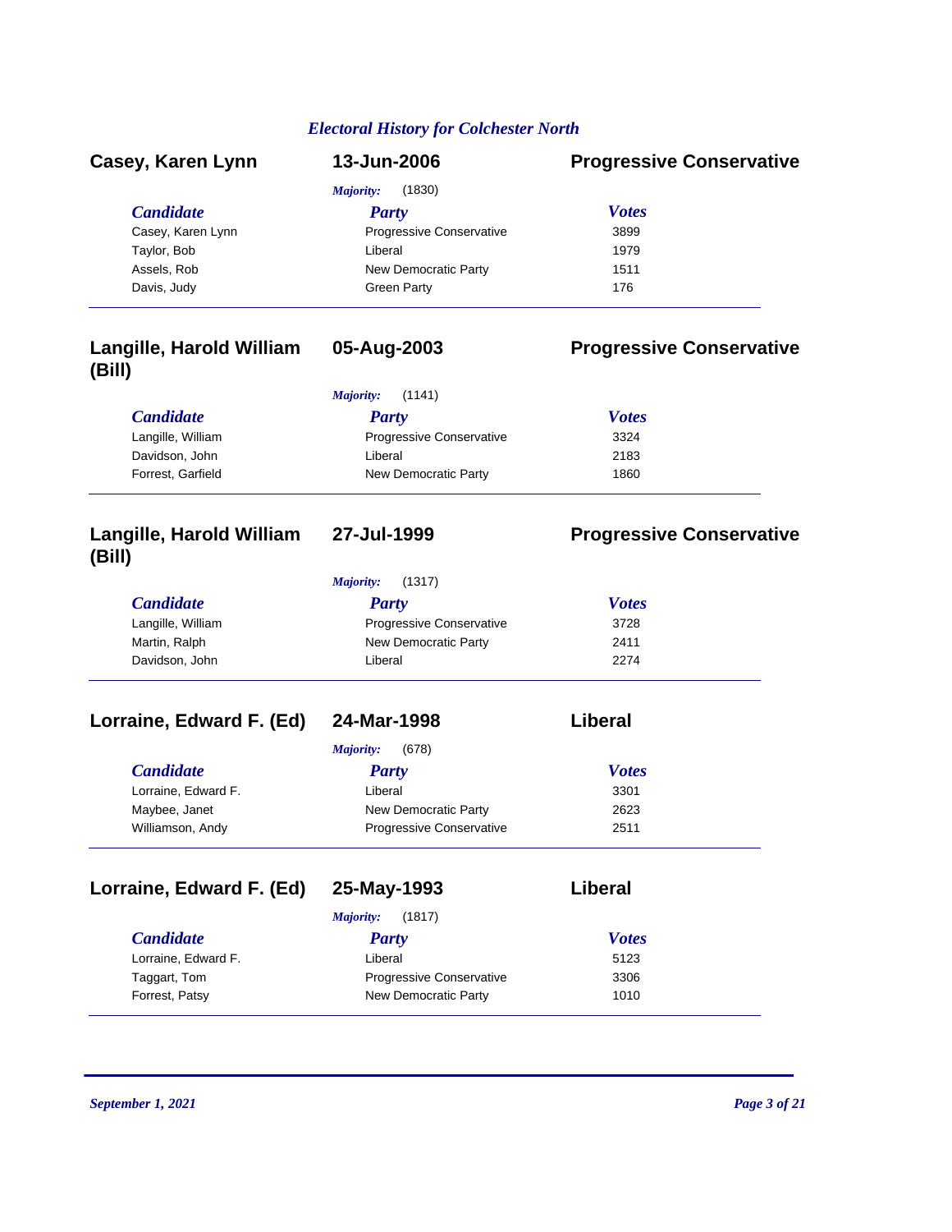## Electoral History for Colchester North

### Casey, Karen Lynn — 13-Jun-2006 — Progressive Conservative

*Majority:* (1830)

| Candidate | Party | Votes |
|---|---|---|
| Casey, Karen Lynn | Progressive Conservative | 3899 |
| Taylor, Bob | Liberal | 1979 |
| Assels, Rob | New Democratic Party | 1511 |
| Davis, Judy | Green Party | 176 |

### Langille, Harold William (Bill) — 05-Aug-2003 — Progressive Conservative

*Majority:* (1141)

| Candidate | Party | Votes |
|---|---|---|
| Langille, William | Progressive Conservative | 3324 |
| Davidson, John | Liberal | 2183 |
| Forrest, Garfield | New Democratic Party | 1860 |

### Langille, Harold William (Bill) — 27-Jul-1999 — Progressive Conservative

*Majority:* (1317)

| Candidate | Party | Votes |
|---|---|---|
| Langille, William | Progressive Conservative | 3728 |
| Martin, Ralph | New Democratic Party | 2411 |
| Davidson, John | Liberal | 2274 |

### Lorraine, Edward F. (Ed) — 24-Mar-1998 — Liberal

*Majority:* (678)

| Candidate | Party | Votes |
|---|---|---|
| Lorraine, Edward F. | Liberal | 3301 |
| Maybee, Janet | New Democratic Party | 2623 |
| Williamson, Andy | Progressive Conservative | 2511 |

### Lorraine, Edward F. (Ed) — 25-May-1993 — Liberal

*Majority:* (1817)

| Candidate | Party | Votes |
|---|---|---|
| Lorraine, Edward F. | Liberal | 5123 |
| Taggart, Tom | Progressive Conservative | 3306 |
| Forrest, Patsy | New Democratic Party | 1010 |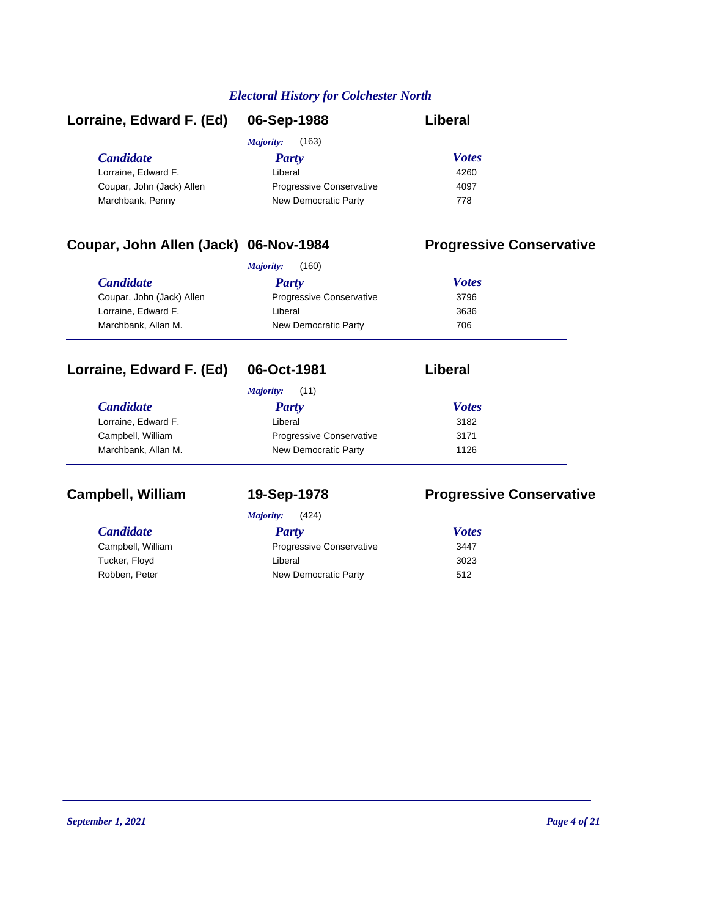*Electoral History for Colchester North*

## Lorraine, Edward F. (Ed) — 06-Sep-1988 — Liberal

*Majority:* (163)

| Candidate | Party | Votes |
|---|---|---|
| Lorraine, Edward F. | Liberal | 4260 |
| Coupar, John (Jack) Allen | Progressive Conservative | 4097 |
| Marchbank, Penny | New Democratic Party | 778 |

## Coupar, John Allen (Jack) — 06-Nov-1984 — Progressive Conservative

*Majority:* (160)

| Candidate | Party | Votes |
|---|---|---|
| Coupar, John (Jack) Allen | Progressive Conservative | 3796 |
| Lorraine, Edward F. | Liberal | 3636 |
| Marchbank, Allan M. | New Democratic Party | 706 |

## Lorraine, Edward F. (Ed) — 06-Oct-1981 — Liberal

*Majority:* (11)

| Candidate | Party | Votes |
|---|---|---|
| Lorraine, Edward F. | Liberal | 3182 |
| Campbell, William | Progressive Conservative | 3171 |
| Marchbank, Allan M. | New Democratic Party | 1126 |

## Campbell, William — 19-Sep-1978 — Progressive Conservative

*Majority:* (424)

| Candidate | Party | Votes |
|---|---|---|
| Campbell, William | Progressive Conservative | 3447 |
| Tucker, Floyd | Liberal | 3023 |
| Robben, Peter | New Democratic Party | 512 |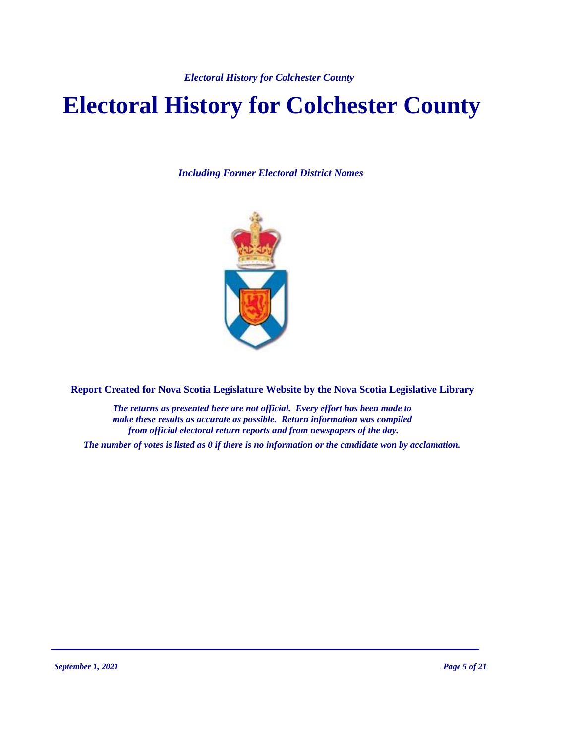# Electoral History for Colchester County

*Including Former Electoral District Names*

**Report Created for Nova Scotia Legislature Website by the Nova Scotia Legislative Library**

*The returns as presented here are not official. Every effort has been made to make these results as accurate as possible. Return information was compiled from official electoral return reports and from newspapers of the day.*

*The number of votes is listed as 0 if there is no information or the candidate won by acclamation.*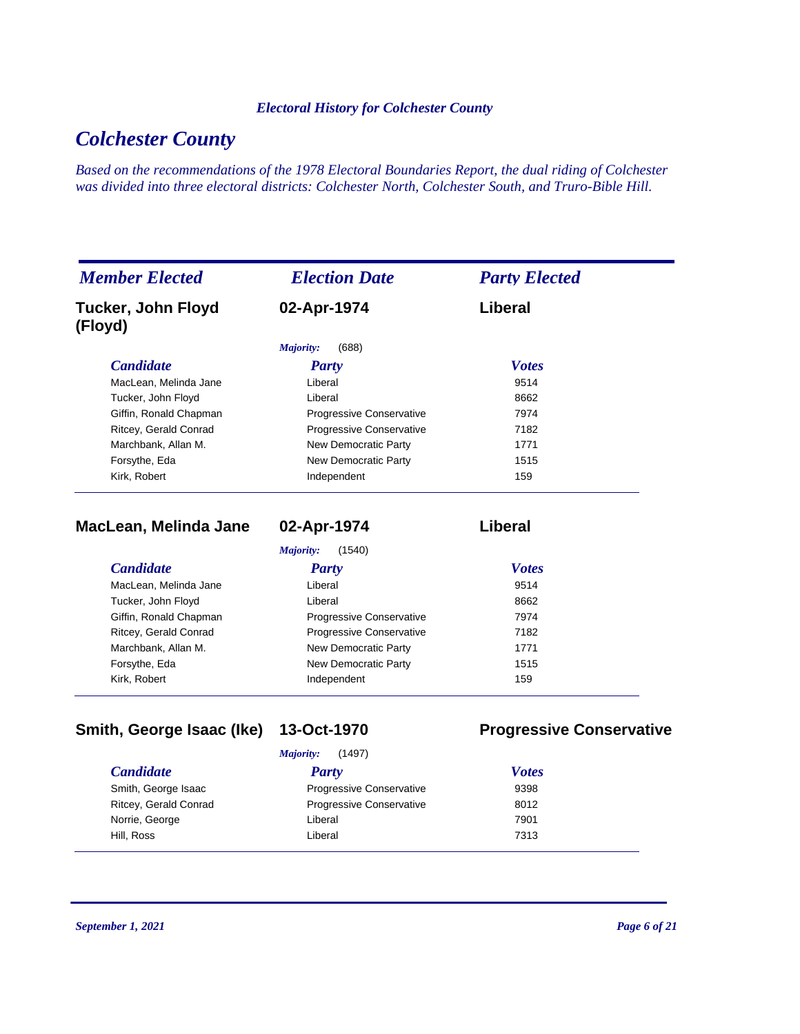# Colchester County

*Based on the recommendations of the 1978 Electoral Boundaries Report, the dual riding of Colchester was divided into three electoral districts: Colchester North, Colchester South, and Truro-Bible Hill.*

| *Member Elected* | *Election Date* | *Party Elected* |
|---|---|---|
| **Tucker, John Floyd (Floyd)** | **02-Apr-1974** | **Liberal** |

*Majority:* (688)

| *Candidate* | *Party* | *Votes* |
|---|---|---|
| MacLean, Melinda Jane | Liberal | 9514 |
| Tucker, John Floyd | Liberal | 8662 |
| Giffin, Ronald Chapman | Progressive Conservative | 7974 |
| Ritcey, Gerald Conrad | Progressive Conservative | 7182 |
| Marchbank, Allan M. | New Democratic Party | 1771 |
| Forsythe, Eda | New Democratic Party | 1515 |
| Kirk, Robert | Independent | 159 |

| *Member Elected* | *Election Date* | *Party Elected* |
|---|---|---|
| **MacLean, Melinda Jane** | **02-Apr-1974** | **Liberal** |

*Majority:* (1540)

| *Candidate* | *Party* | *Votes* |
|---|---|---|
| MacLean, Melinda Jane | Liberal | 9514 |
| Tucker, John Floyd | Liberal | 8662 |
| Giffin, Ronald Chapman | Progressive Conservative | 7974 |
| Ritcey, Gerald Conrad | Progressive Conservative | 7182 |
| Marchbank, Allan M. | New Democratic Party | 1771 |
| Forsythe, Eda | New Democratic Party | 1515 |
| Kirk, Robert | Independent | 159 |

| *Member Elected* | *Election Date* | *Party Elected* |
|---|---|---|
| **Smith, George Isaac (Ike)** | **13-Oct-1970** | **Progressive Conservative** |

*Majority:* (1497)

| *Candidate* | *Party* | *Votes* |
|---|---|---|
| Smith, George Isaac | Progressive Conservative | 9398 |
| Ritcey, Gerald Conrad | Progressive Conservative | 8012 |
| Norrie, George | Liberal | 7901 |
| Hill, Ross | Liberal | 7313 |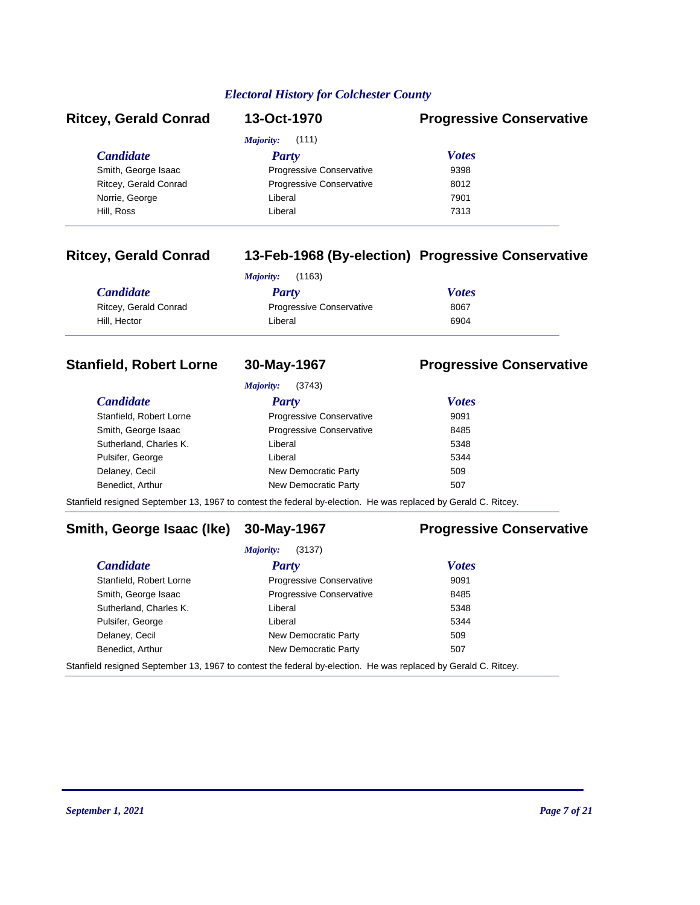## Ritcey, Gerald Conrad — 13-Oct-1970 — Progressive Conservative

*Majority:* (111)

| *Candidate* | *Party* | *Votes* |
|---|---|---|
| Smith, George Isaac | Progressive Conservative | 9398 |
| Ritcey, Gerald Conrad | Progressive Conservative | 8012 |
| Norrie, George | Liberal | 7901 |
| Hill, Ross | Liberal | 7313 |

## Ritcey, Gerald Conrad — 13-Feb-1968 (By-election) — Progressive Conservative

*Majority:* (1163)

| *Candidate* | *Party* | *Votes* |
|---|---|---|
| Ritcey, Gerald Conrad | Progressive Conservative | 8067 |
| Hill, Hector | Liberal | 6904 |

## Stanfield, Robert Lorne — 30-May-1967 — Progressive Conservative

*Majority:* (3743)

| *Candidate* | *Party* | *Votes* |
|---|---|---|
| Stanfield, Robert Lorne | Progressive Conservative | 9091 |
| Smith, George Isaac | Progressive Conservative | 8485 |
| Sutherland, Charles K. | Liberal | 5348 |
| Pulsifer, George | Liberal | 5344 |
| Delaney, Cecil | New Democratic Party | 509 |
| Benedict, Arthur | New Democratic Party | 507 |

Stanfield resigned September 13, 1967 to contest the federal by-election. He was replaced by Gerald C. Ritcey.

## Smith, George Isaac (Ike) — 30-May-1967 — Progressive Conservative

*Majority:* (3137)

| *Candidate* | *Party* | *Votes* |
|---|---|---|
| Stanfield, Robert Lorne | Progressive Conservative | 9091 |
| Smith, George Isaac | Progressive Conservative | 8485 |
| Sutherland, Charles K. | Liberal | 5348 |
| Pulsifer, George | Liberal | 5344 |
| Delaney, Cecil | New Democratic Party | 509 |
| Benedict, Arthur | New Democratic Party | 507 |

Stanfield resigned September 13, 1967 to contest the federal by-election. He was replaced by Gerald C. Ritcey.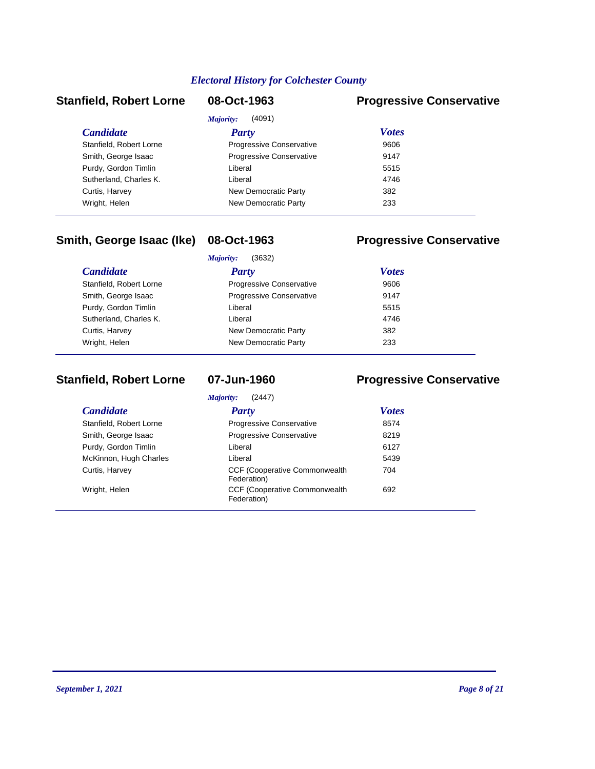## Electoral History for Colchester County

### Stanfield, Robert Lorne — 08-Oct-1963 — Progressive Conservative

*Majority:* (4091)

| Candidate | Party | Votes |
|---|---|---|
| Stanfield, Robert Lorne | Progressive Conservative | 9606 |
| Smith, George Isaac | Progressive Conservative | 9147 |
| Purdy, Gordon Timlin | Liberal | 5515 |
| Sutherland, Charles K. | Liberal | 4746 |
| Curtis, Harvey | New Democratic Party | 382 |
| Wright, Helen | New Democratic Party | 233 |

### Smith, George Isaac (Ike) — 08-Oct-1963 — Progressive Conservative

*Majority:* (3632)

| Candidate | Party | Votes |
|---|---|---|
| Stanfield, Robert Lorne | Progressive Conservative | 9606 |
| Smith, George Isaac | Progressive Conservative | 9147 |
| Purdy, Gordon Timlin | Liberal | 5515 |
| Sutherland, Charles K. | Liberal | 4746 |
| Curtis, Harvey | New Democratic Party | 382 |
| Wright, Helen | New Democratic Party | 233 |

### Stanfield, Robert Lorne — 07-Jun-1960 — Progressive Conservative

*Majority:* (2447)

| Candidate | Party | Votes |
|---|---|---|
| Stanfield, Robert Lorne | Progressive Conservative | 8574 |
| Smith, George Isaac | Progressive Conservative | 8219 |
| Purdy, Gordon Timlin | Liberal | 6127 |
| McKinnon, Hugh Charles | Liberal | 5439 |
| Curtis, Harvey | CCF (Cooperative Commonwealth Federation) | 704 |
| Wright, Helen | CCF (Cooperative Commonwealth Federation) | 692 |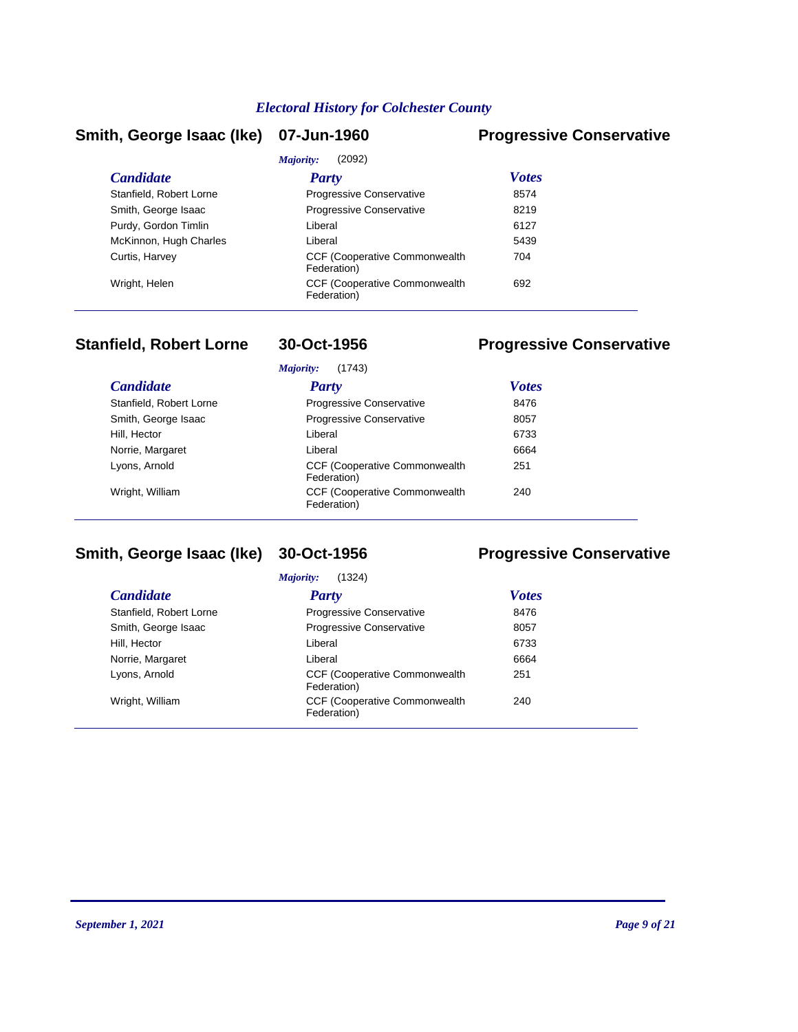## Electral History for Colchester County

### Smith, George Isaac (Ike) — 07-Jun-1960 — Progressive Conservative

*Majority:* (2092)

| Candidate | Party | Votes |
|---|---|---|
| Stanfield, Robert Lorne | Progressive Conservative | 8574 |
| Smith, George Isaac | Progressive Conservative | 8219 |
| Purdy, Gordon Timlin | Liberal | 6127 |
| McKinnon, Hugh Charles | Liberal | 5439 |
| Curtis, Harvey | CCF (Cooperative Commonwealth Federation) | 704 |
| Wright, Helen | CCF (Cooperative Commonwealth Federation) | 692 |

### Stanfield, Robert Lorne — 30-Oct-1956 — Progressive Conservative

*Majority:* (1743)

| Candidate | Party | Votes |
|---|---|---|
| Stanfield, Robert Lorne | Progressive Conservative | 8476 |
| Smith, George Isaac | Progressive Conservative | 8057 |
| Hill, Hector | Liberal | 6733 |
| Norrie, Margaret | Liberal | 6664 |
| Lyons, Arnold | CCF (Cooperative Commonwealth Federation) | 251 |
| Wright, William | CCF (Cooperative Commonwealth Federation) | 240 |

### Smith, George Isaac (Ike) — 30-Oct-1956 — Progressive Conservative

*Majority:* (1324)

| Candidate | Party | Votes |
|---|---|---|
| Stanfield, Robert Lorne | Progressive Conservative | 8476 |
| Smith, George Isaac | Progressive Conservative | 8057 |
| Hill, Hector | Liberal | 6733 |
| Norrie, Margaret | Liberal | 6664 |
| Lyons, Arnold | CCF (Cooperative Commonwealth Federation) | 251 |
| Wright, William | CCF (Cooperative Commonwealth Federation) | 240 |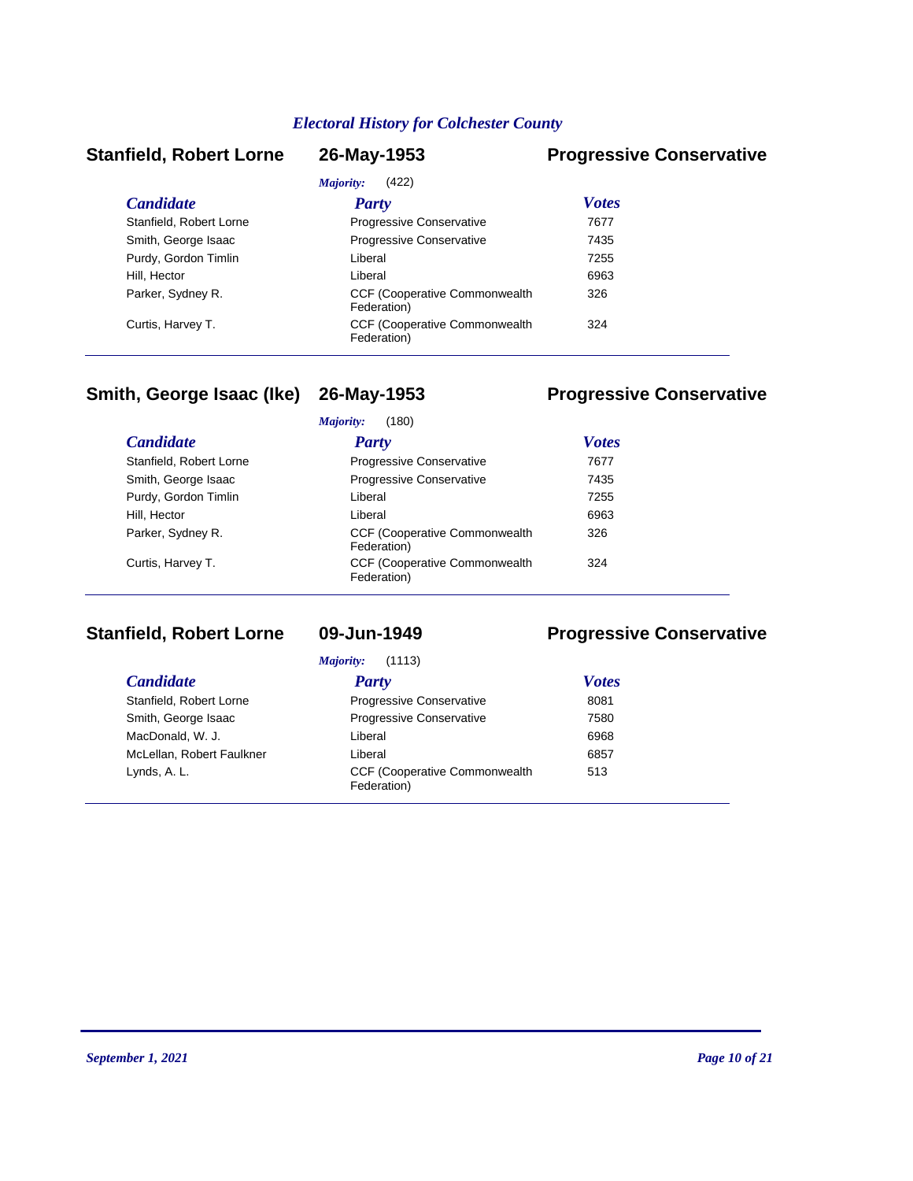*Electoral History for Colchester County*

## Stanfield, Robert Lorne — 26-May-1953 — Progressive Conservative

*Majority:* (422)

| *Candidate* | *Party* | *Votes* |
| --- | --- | --- |
| Stanfield, Robert Lorne | Progressive Conservative | 7677 |
| Smith, George Isaac | Progressive Conservative | 7435 |
| Purdy, Gordon Timlin | Liberal | 7255 |
| Hill, Hector | Liberal | 6963 |
| Parker, Sydney R. | CCF (Cooperative Commonwealth Federation) | 326 |
| Curtis, Harvey T. | CCF (Cooperative Commonwealth Federation) | 324 |

## Smith, George Isaac (Ike) — 26-May-1953 — Progressive Conservative

*Majority:* (180)

| *Candidate* | *Party* | *Votes* |
| --- | --- | --- |
| Stanfield, Robert Lorne | Progressive Conservative | 7677 |
| Smith, George Isaac | Progressive Conservative | 7435 |
| Purdy, Gordon Timlin | Liberal | 7255 |
| Hill, Hector | Liberal | 6963 |
| Parker, Sydney R. | CCF (Cooperative Commonwealth Federation) | 326 |
| Curtis, Harvey T. | CCF (Cooperative Commonwealth Federation) | 324 |

## Stanfield, Robert Lorne — 09-Jun-1949 — Progressive Conservative

*Majority:* (1113)

| *Candidate* | *Party* | *Votes* |
| --- | --- | --- |
| Stanfield, Robert Lorne | Progressive Conservative | 8081 |
| Smith, George Isaac | Progressive Conservative | 7580 |
| MacDonald, W. J. | Liberal | 6968 |
| McLellan, Robert Faulkner | Liberal | 6857 |
| Lynds, A. L. | CCF (Cooperative Commonwealth Federation) | 513 |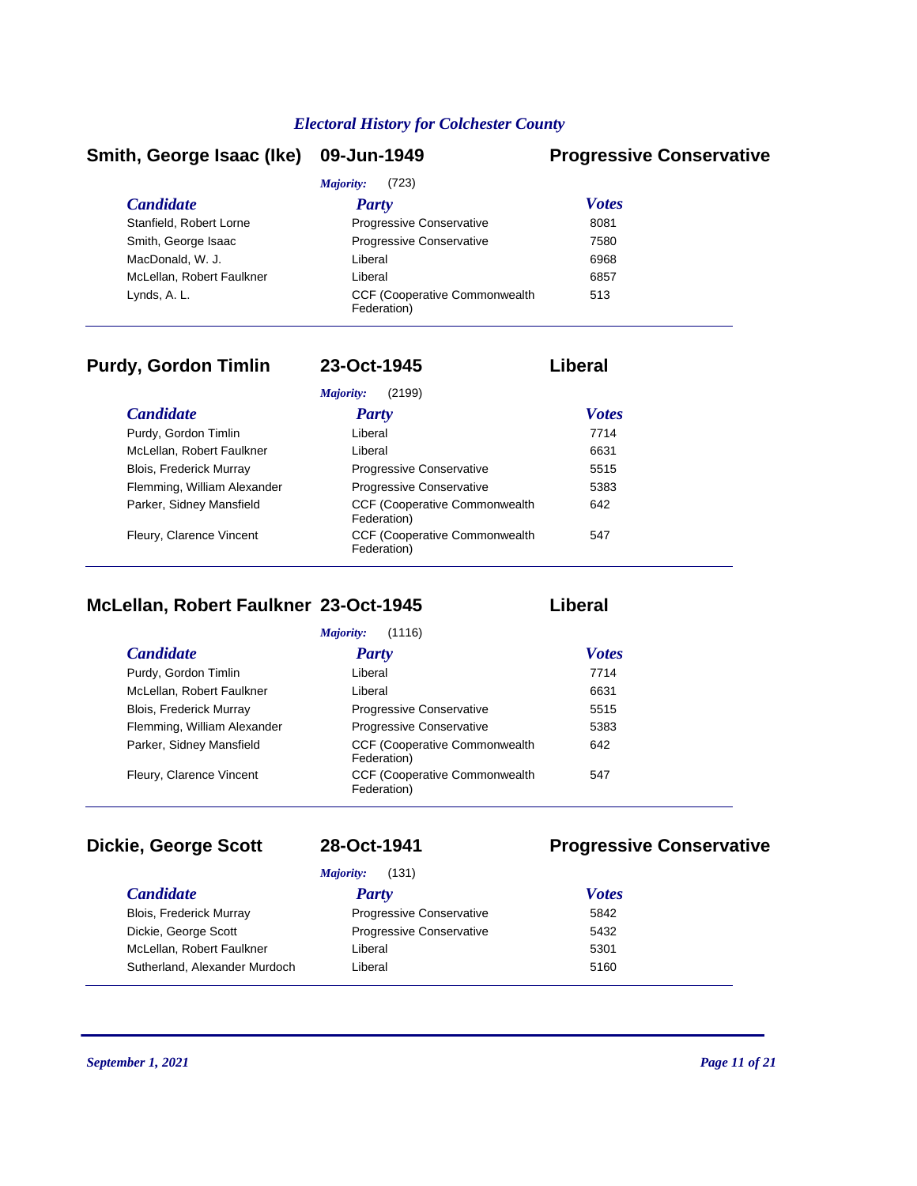## Smith, George Isaac (Ike) — 09-Jun-1949 — Progressive Conservative

*Majority:* (723)

| *Candidate* | *Party* | *Votes* |
|---|---|---|
| Stanfield, Robert Lorne | Progressive Conservative | 8081 |
| Smith, George Isaac | Progressive Conservative | 7580 |
| MacDonald, W. J. | Liberal | 6968 |
| McLellan, Robert Faulkner | Liberal | 6857 |
| Lynds, A. L. | CCF (Cooperative Commonwealth Federation) | 513 |

## Purdy, Gordon Timlin — 23-Oct-1945 — Liberal

*Majority:* (2199)

| *Candidate* | *Party* | *Votes* |
|---|---|---|
| Purdy, Gordon Timlin | Liberal | 7714 |
| McLellan, Robert Faulkner | Liberal | 6631 |
| Blois, Frederick Murray | Progressive Conservative | 5515 |
| Flemming, William Alexander | Progressive Conservative | 5383 |
| Parker, Sidney Mansfield | CCF (Cooperative Commonwealth Federation) | 642 |
| Fleury, Clarence Vincent | CCF (Cooperative Commonwealth Federation) | 547 |

## McLellan, Robert Faulkner — 23-Oct-1945 — Liberal

*Majority:* (1116)

| *Candidate* | *Party* | *Votes* |
|---|---|---|
| Purdy, Gordon Timlin | Liberal | 7714 |
| McLellan, Robert Faulkner | Liberal | 6631 |
| Blois, Frederick Murray | Progressive Conservative | 5515 |
| Flemming, William Alexander | Progressive Conservative | 5383 |
| Parker, Sidney Mansfield | CCF (Cooperative Commonwealth Federation) | 642 |
| Fleury, Clarence Vincent | CCF (Cooperative Commonwealth Federation) | 547 |

## Dickie, George Scott — 28-Oct-1941 — Progressive Conservative

*Majority:* (131)

| *Candidate* | *Party* | *Votes* |
|---|---|---|
| Blois, Frederick Murray | Progressive Conservative | 5842 |
| Dickie, George Scott | Progressive Conservative | 5432 |
| McLellan, Robert Faulkner | Liberal | 5301 |
| Sutherland, Alexander Murdoch | Liberal | 5160 |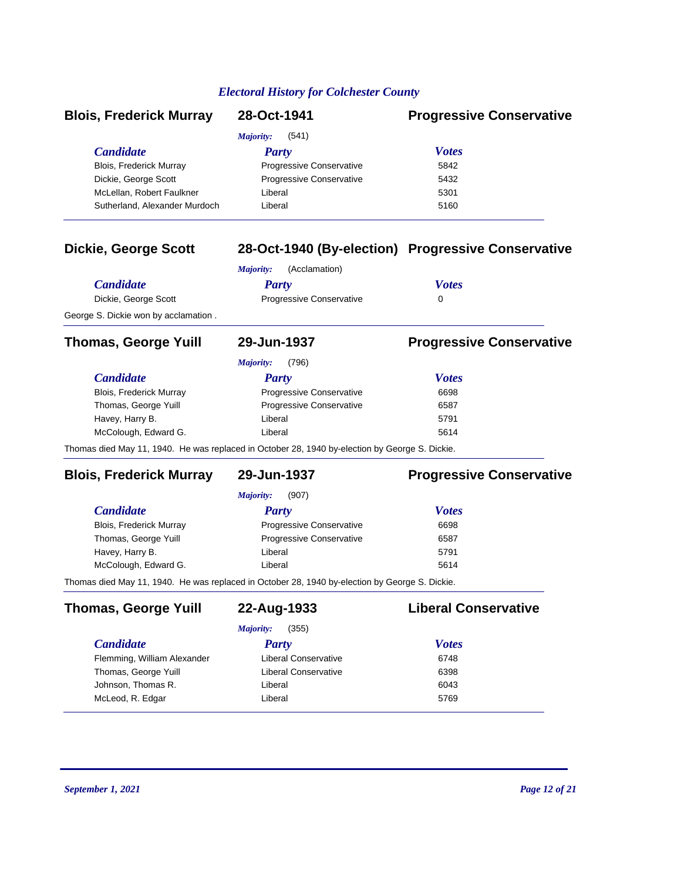*Electoral History for Colchester County*

## Blois, Frederick Murray — 28-Oct-1941 — Progressive Conservative

*Majority:* (541)

| Candidate | Party | Votes |
| --- | --- | --- |
| Blois, Frederick Murray | Progressive Conservative | 5842 |
| Dickie, George Scott | Progressive Conservative | 5432 |
| McLellan, Robert Faulkner | Liberal | 5301 |
| Sutherland, Alexander Murdoch | Liberal | 5160 |

## Dickie, George Scott — 28-Oct-1940 (By-election) — Progressive Conservative

*Majority:* (Acclamation)

| Candidate | Party | Votes |
| --- | --- | --- |
| Dickie, George Scott | Progressive Conservative | 0 |

George S. Dickie won by acclamation .

## Thomas, George Yuill — 29-Jun-1937 — Progressive Conservative

*Majority:* (796)

| Candidate | Party | Votes |
| --- | --- | --- |
| Blois, Frederick Murray | Progressive Conservative | 6698 |
| Thomas, George Yuill | Progressive Conservative | 6587 |
| Havey, Harry B. | Liberal | 5791 |
| McColough, Edward G. | Liberal | 5614 |

Thomas died May 11, 1940. He was replaced in October 28, 1940 by-election by George S. Dickie.

## Blois, Frederick Murray — 29-Jun-1937 — Progressive Conservative

*Majority:* (907)

| Candidate | Party | Votes |
| --- | --- | --- |
| Blois, Frederick Murray | Progressive Conservative | 6698 |
| Thomas, George Yuill | Progressive Conservative | 6587 |
| Havey, Harry B. | Liberal | 5791 |
| McColough, Edward G. | Liberal | 5614 |

Thomas died May 11, 1940. He was replaced in October 28, 1940 by-election by George S. Dickie.

## Thomas, George Yuill — 22-Aug-1933 — Liberal Conservative

*Majority:* (355)

| Candidate | Party | Votes |
| --- | --- | --- |
| Flemming, William Alexander | Liberal Conservative | 6748 |
| Thomas, George Yuill | Liberal Conservative | 6398 |
| Johnson, Thomas R. | Liberal | 6043 |
| McLeod, R. Edgar | Liberal | 5769 |

*September 1, 2021*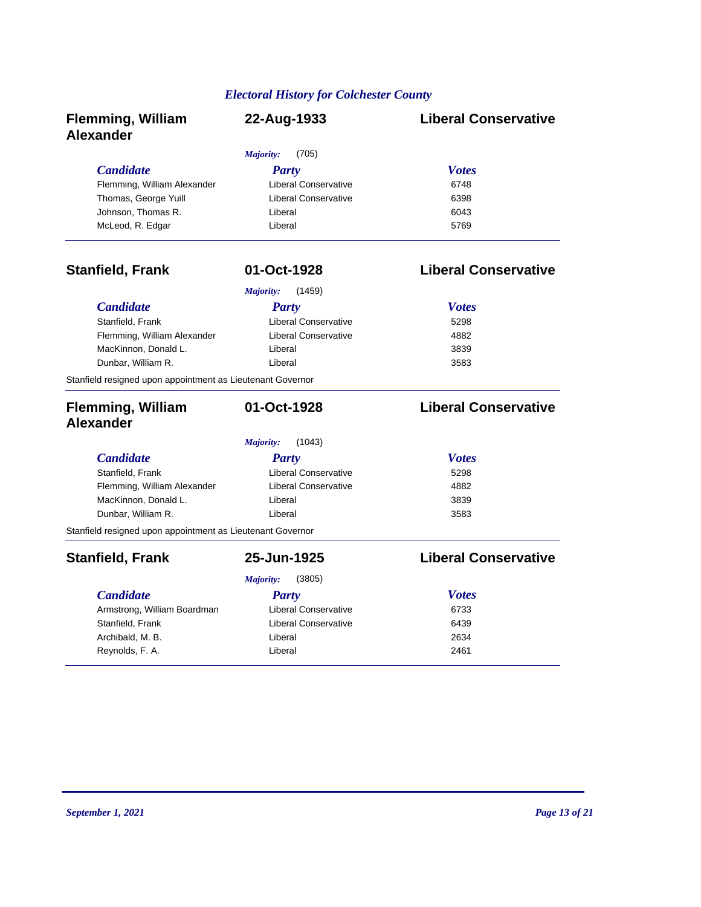## Flemming, William Alexander — 22-Aug-1933 — Liberal Conservative

*Majority:* (705)

| Candidate | Party | Votes |
|---|---|---|
| Flemming, William Alexander | Liberal Conservative | 6748 |
| Thomas, George Yuill | Liberal Conservative | 6398 |
| Johnson, Thomas R. | Liberal | 6043 |
| McLeod, R. Edgar | Liberal | 5769 |

---

## Stanfield, Frank — 01-Oct-1928 — Liberal Conservative

*Majority:* (1459)

| Candidate | Party | Votes |
|---|---|---|
| Stanfield, Frank | Liberal Conservative | 5298 |
| Flemming, William Alexander | Liberal Conservative | 4882 |
| MacKinnon, Donald L. | Liberal | 3839 |
| Dunbar, William R. | Liberal | 3583 |

Stanfield resigned upon appointment as Lieutenant Governor

---

## Flemming, William Alexander — 01-Oct-1928 — Liberal Conservative

*Majority:* (1043)

| Candidate | Party | Votes |
|---|---|---|
| Stanfield, Frank | Liberal Conservative | 5298 |
| Flemming, William Alexander | Liberal Conservative | 4882 |
| MacKinnon, Donald L. | Liberal | 3839 |
| Dunbar, William R. | Liberal | 3583 |

Stanfield resigned upon appointment as Lieutenant Governor

---

## Stanfield, Frank — 25-Jun-1925 — Liberal Conservative

*Majority:* (3805)

| Candidate | Party | Votes |
|---|---|---|
| Armstrong, William Boardman | Liberal Conservative | 6733 |
| Stanfield, Frank | Liberal Conservative | 6439 |
| Archibald, M. B. | Liberal | 2634 |
| Reynolds, F. A. | Liberal | 2461 |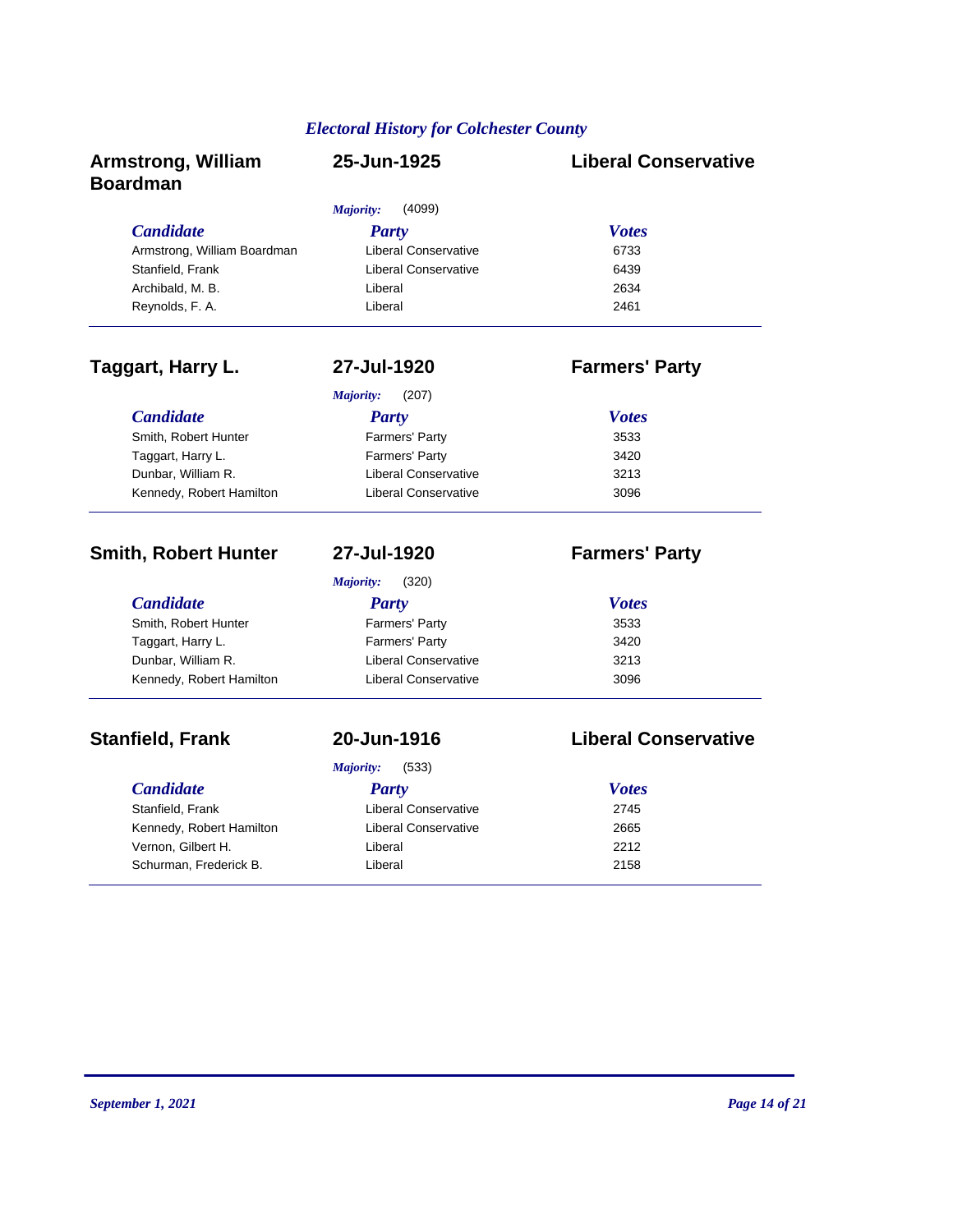*Electoral History for Colchester County*

## Armstrong, William Boardman — 25-Jun-1925 — Liberal Conservative

*Majority:* (4099)

| Candidate | Party | Votes |
|---|---|---|
| Armstrong, William Boardman | Liberal Conservative | 6733 |
| Stanfield, Frank | Liberal Conservative | 6439 |
| Archibald, M. B. | Liberal | 2634 |
| Reynolds, F. A. | Liberal | 2461 |

## Taggart, Harry L. — 27-Jul-1920 — Farmers' Party

*Majority:* (207)

| Candidate | Party | Votes |
|---|---|---|
| Smith, Robert Hunter | Farmers' Party | 3533 |
| Taggart, Harry L. | Farmers' Party | 3420 |
| Dunbar, William R. | Liberal Conservative | 3213 |
| Kennedy, Robert Hamilton | Liberal Conservative | 3096 |

## Smith, Robert Hunter — 27-Jul-1920 — Farmers' Party

*Majority:* (320)

| Candidate | Party | Votes |
|---|---|---|
| Smith, Robert Hunter | Farmers' Party | 3533 |
| Taggart, Harry L. | Farmers' Party | 3420 |
| Dunbar, William R. | Liberal Conservative | 3213 |
| Kennedy, Robert Hamilton | Liberal Conservative | 3096 |

## Stanfield, Frank — 20-Jun-1916 — Liberal Conservative

*Majority:* (533)

| Candidate | Party | Votes |
|---|---|---|
| Stanfield, Frank | Liberal Conservative | 2745 |
| Kennedy, Robert Hamilton | Liberal Conservative | 2665 |
| Vernon, Gilbert H. | Liberal | 2212 |
| Schurman, Frederick B. | Liberal | 2158 |

*September 1, 2021*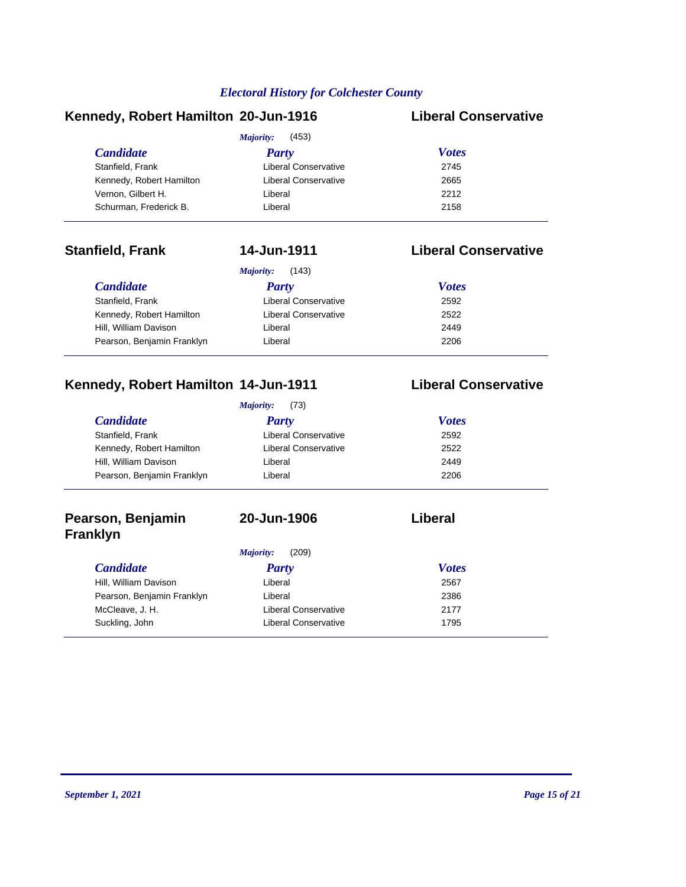## Kennedy, Robert Hamilton 20-Jun-1916 Liberal Conservative

*Majority:* (453)

| *Candidate* | *Party* | *Votes* |
|---|---|---|
| Stanfield, Frank | Liberal Conservative | 2745 |
| Kennedy, Robert Hamilton | Liberal Conservative | 2665 |
| Vernon, Gilbert H. | Liberal | 2212 |
| Schurman, Frederick B. | Liberal | 2158 |

## Stanfield, Frank 14-Jun-1911 Liberal Conservative

*Majority:* (143)

| *Candidate* | *Party* | *Votes* |
|---|---|---|
| Stanfield, Frank | Liberal Conservative | 2592 |
| Kennedy, Robert Hamilton | Liberal Conservative | 2522 |
| Hill, William Davison | Liberal | 2449 |
| Pearson, Benjamin Franklyn | Liberal | 2206 |

## Kennedy, Robert Hamilton 14-Jun-1911 Liberal Conservative

*Majority:* (73)

| *Candidate* | *Party* | *Votes* |
|---|---|---|
| Stanfield, Frank | Liberal Conservative | 2592 |
| Kennedy, Robert Hamilton | Liberal Conservative | 2522 |
| Hill, William Davison | Liberal | 2449 |
| Pearson, Benjamin Franklyn | Liberal | 2206 |

## Pearson, Benjamin Franklyn 20-Jun-1906 Liberal

*Majority:* (209)

| *Candidate* | *Party* | *Votes* |
|---|---|---|
| Hill, William Davison | Liberal | 2567 |
| Pearson, Benjamin Franklyn | Liberal | 2386 |
| McCleave, J. H. | Liberal Conservative | 2177 |
| Suckling, John | Liberal Conservative | 1795 |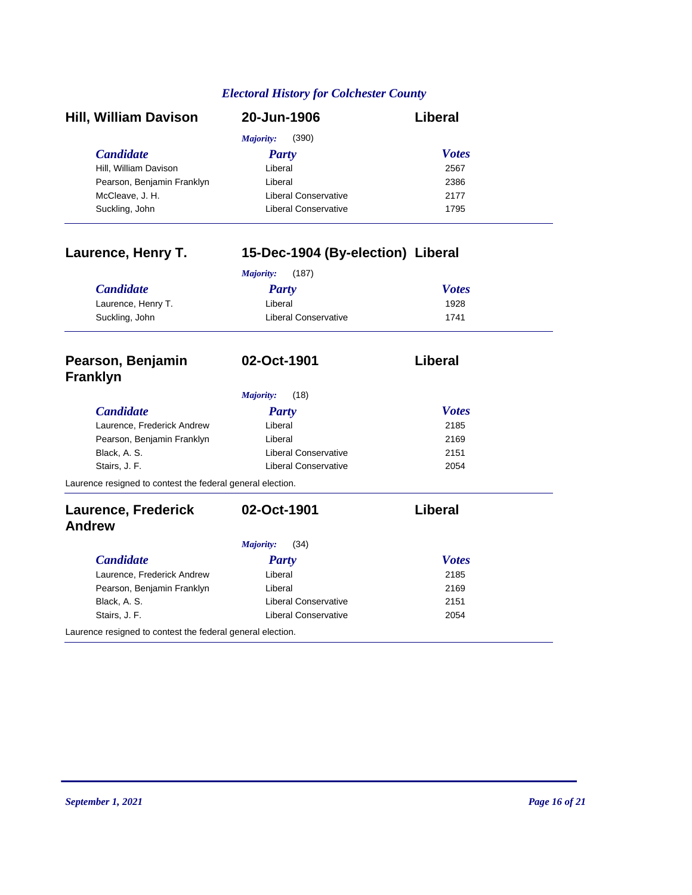## Electoral History for Colchester County

### Hill, William Davison — 20-Jun-1906 — Liberal

*Majority:* (390)

| Candidate | Party | Votes |
|---|---|---|
| Hill, William Davison | Liberal | 2567 |
| Pearson, Benjamin Franklyn | Liberal | 2386 |
| McCleave, J. H. | Liberal Conservative | 2177 |
| Suckling, John | Liberal Conservative | 1795 |

### Laurence, Henry T. — 15-Dec-1904 (By-election) — Liberal

*Majority:* (187)

| Candidate | Party | Votes |
|---|---|---|
| Laurence, Henry T. | Liberal | 1928 |
| Suckling, John | Liberal Conservative | 1741 |

### Pearson, Benjamin Franklyn — 02-Oct-1901 — Liberal

*Majority:* (18)

| Candidate | Party | Votes |
|---|---|---|
| Laurence, Frederick Andrew | Liberal | 2185 |
| Pearson, Benjamin Franklyn | Liberal | 2169 |
| Black, A. S. | Liberal Conservative | 2151 |
| Stairs, J. F. | Liberal Conservative | 2054 |

Laurence resigned to contest the federal general election.

### Laurence, Frederick Andrew — 02-Oct-1901 — Liberal

*Majority:* (34)

| Candidate | Party | Votes |
|---|---|---|
| Laurence, Frederick Andrew | Liberal | 2185 |
| Pearson, Benjamin Franklyn | Liberal | 2169 |
| Black, A. S. | Liberal Conservative | 2151 |
| Stairs, J. F. | Liberal Conservative | 2054 |

Laurence resigned to contest the federal general election.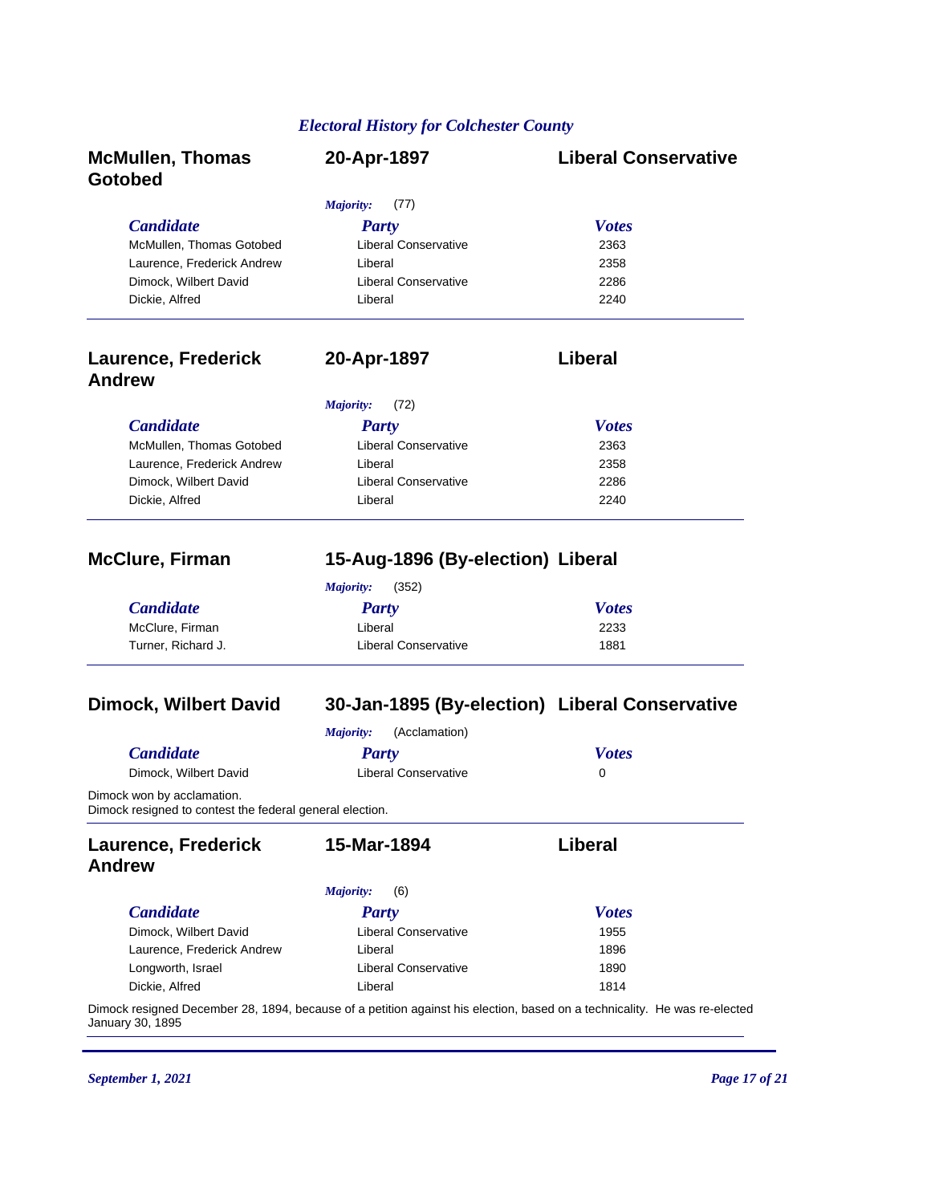## McMullen, Thomas Gotobed — 20-Apr-1897 — Liberal Conservative

*Majority:* (77)

| *Candidate* | *Party* | *Votes* |
|---|---|---|
| McMullen, Thomas Gotobed | Liberal Conservative | 2363 |
| Laurence, Frederick Andrew | Liberal | 2358 |
| Dimock, Wilbert David | Liberal Conservative | 2286 |
| Dickie, Alfred | Liberal | 2240 |

## Laurence, Frederick Andrew — 20-Apr-1897 — Liberal

*Majority:* (72)

| *Candidate* | *Party* | *Votes* |
|---|---|---|
| McMullen, Thomas Gotobed | Liberal Conservative | 2363 |
| Laurence, Frederick Andrew | Liberal | 2358 |
| Dimock, Wilbert David | Liberal Conservative | 2286 |
| Dickie, Alfred | Liberal | 2240 |

## McClure, Firman — 15-Aug-1896 (By-election) — Liberal

*Majority:* (352)

| *Candidate* | *Party* | *Votes* |
|---|---|---|
| McClure, Firman | Liberal | 2233 |
| Turner, Richard J. | Liberal Conservative | 1881 |

## Dimock, Wilbert David — 30-Jan-1895 (By-election) — Liberal Conservative

*Majority:* (Acclamation)

| *Candidate* | *Party* | *Votes* |
|---|---|---|
| Dimock, Wilbert David | Liberal Conservative | 0 |

Dimock won by acclamation.
Dimock resigned to contest the federal general election.

## Laurence, Frederick Andrew — 15-Mar-1894 — Liberal

*Majority:* (6)

| *Candidate* | *Party* | *Votes* |
|---|---|---|
| Dimock, Wilbert David | Liberal Conservative | 1955 |
| Laurence, Frederick Andrew | Liberal | 1896 |
| Longworth, Israel | Liberal Conservative | 1890 |
| Dickie, Alfred | Liberal | 1814 |

Dimock resigned December 28, 1894, because of a petition against his election, based on a technicality. He was re-elected January 30, 1895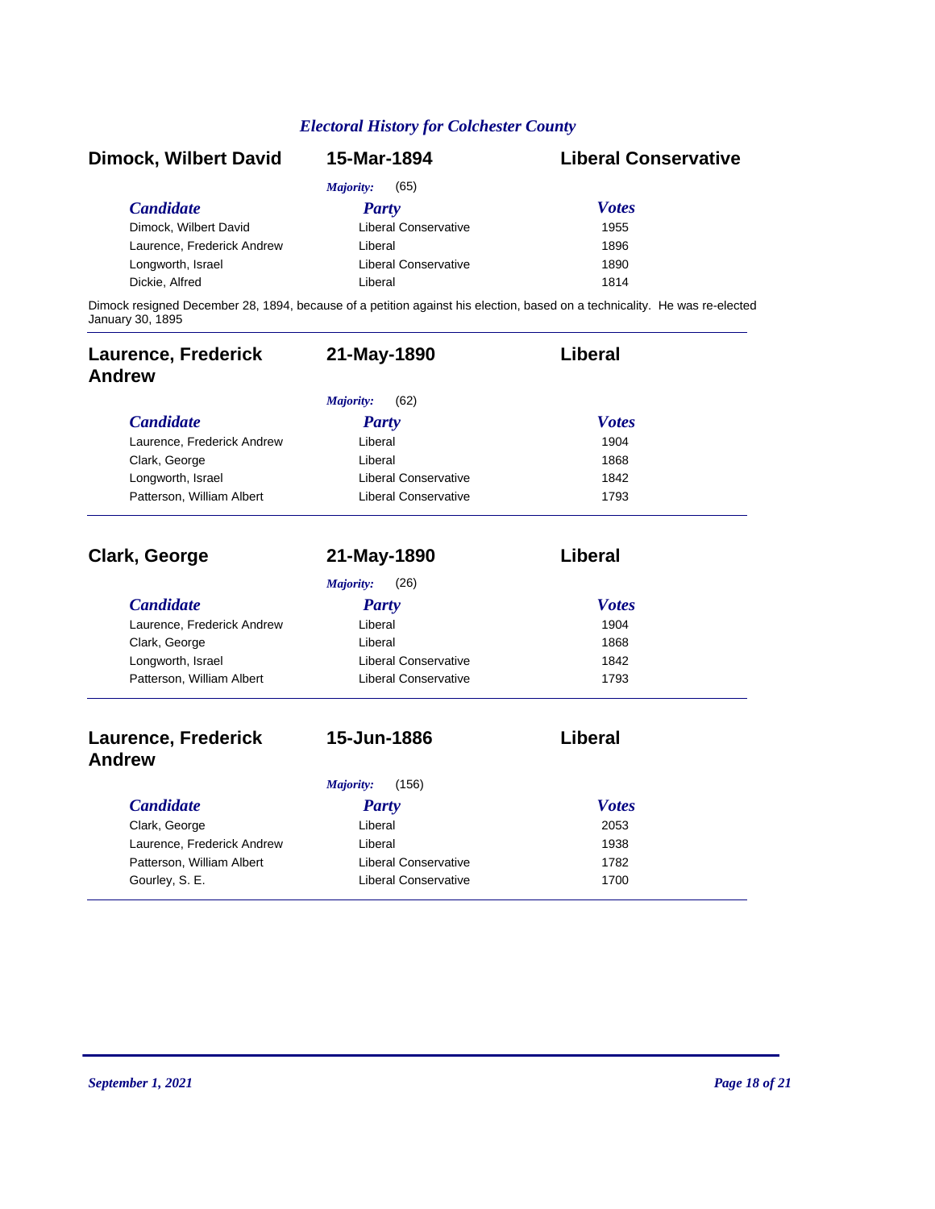## Dimock, Wilbert David — 15-Mar-1894 — Liberal Conservative

*Majority:* (65)

| Candidate | Party | Votes |
|---|---|---|
| Dimock, Wilbert David | Liberal Conservative | 1955 |
| Laurence, Frederick Andrew | Liberal | 1896 |
| Longworth, Israel | Liberal Conservative | 1890 |
| Dickie, Alfred | Liberal | 1814 |

Dimock resigned December 28, 1894, because of a petition against his election, based on a technicality. He was re-elected January 30, 1895

## Laurence, Frederick Andrew — 21-May-1890 — Liberal

*Majority:* (62)

| Candidate | Party | Votes |
|---|---|---|
| Laurence, Frederick Andrew | Liberal | 1904 |
| Clark, George | Liberal | 1868 |
| Longworth, Israel | Liberal Conservative | 1842 |
| Patterson, William Albert | Liberal Conservative | 1793 |

## Clark, George — 21-May-1890 — Liberal

*Majority:* (26)

| Candidate | Party | Votes |
|---|---|---|
| Laurence, Frederick Andrew | Liberal | 1904 |
| Clark, George | Liberal | 1868 |
| Longworth, Israel | Liberal Conservative | 1842 |
| Patterson, William Albert | Liberal Conservative | 1793 |

## Laurence, Frederick Andrew — 15-Jun-1886 — Liberal

*Majority:* (156)

| Candidate | Party | Votes |
|---|---|---|
| Clark, George | Liberal | 2053 |
| Laurence, Frederick Andrew | Liberal | 1938 |
| Patterson, William Albert | Liberal Conservative | 1782 |
| Gourley, S. E. | Liberal Conservative | 1700 |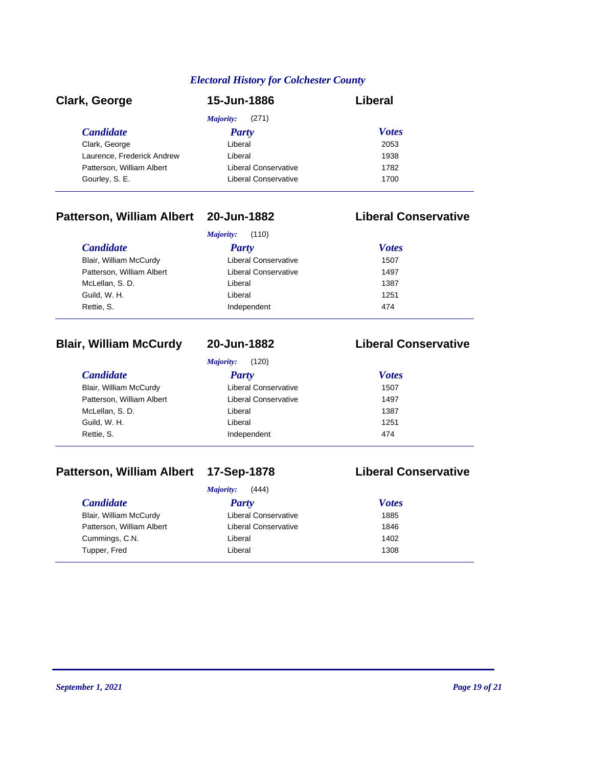*Electoral History for Colchester County*

## Clark, George — 15-Jun-1886 — Liberal

*Majority:* (271)

| *Candidate* | *Party* | *Votes* |
|---|---|---|
| Clark, George | Liberal | 2053 |
| Laurence, Frederick Andrew | Liberal | 1938 |
| Patterson, William Albert | Liberal Conservative | 1782 |
| Gourley, S. E. | Liberal Conservative | 1700 |

## Patterson, William Albert — 20-Jun-1882 — Liberal Conservative

*Majority:* (110)

| *Candidate* | *Party* | *Votes* |
|---|---|---|
| Blair, William McCurdy | Liberal Conservative | 1507 |
| Patterson, William Albert | Liberal Conservative | 1497 |
| McLellan, S. D. | Liberal | 1387 |
| Guild, W. H. | Liberal | 1251 |
| Rettie, S. | Independent | 474 |

## Blair, William McCurdy — 20-Jun-1882 — Liberal Conservative

*Majority:* (120)

| *Candidate* | *Party* | *Votes* |
|---|---|---|
| Blair, William McCurdy | Liberal Conservative | 1507 |
| Patterson, William Albert | Liberal Conservative | 1497 |
| McLellan, S. D. | Liberal | 1387 |
| Guild, W. H. | Liberal | 1251 |
| Rettie, S. | Independent | 474 |

## Patterson, William Albert — 17-Sep-1878 — Liberal Conservative

*Majority:* (444)

| *Candidate* | *Party* | *Votes* |
|---|---|---|
| Blair, William McCurdy | Liberal Conservative | 1885 |
| Patterson, William Albert | Liberal Conservative | 1846 |
| Cummings, C.N. | Liberal | 1402 |
| Tupper, Fred | Liberal | 1308 |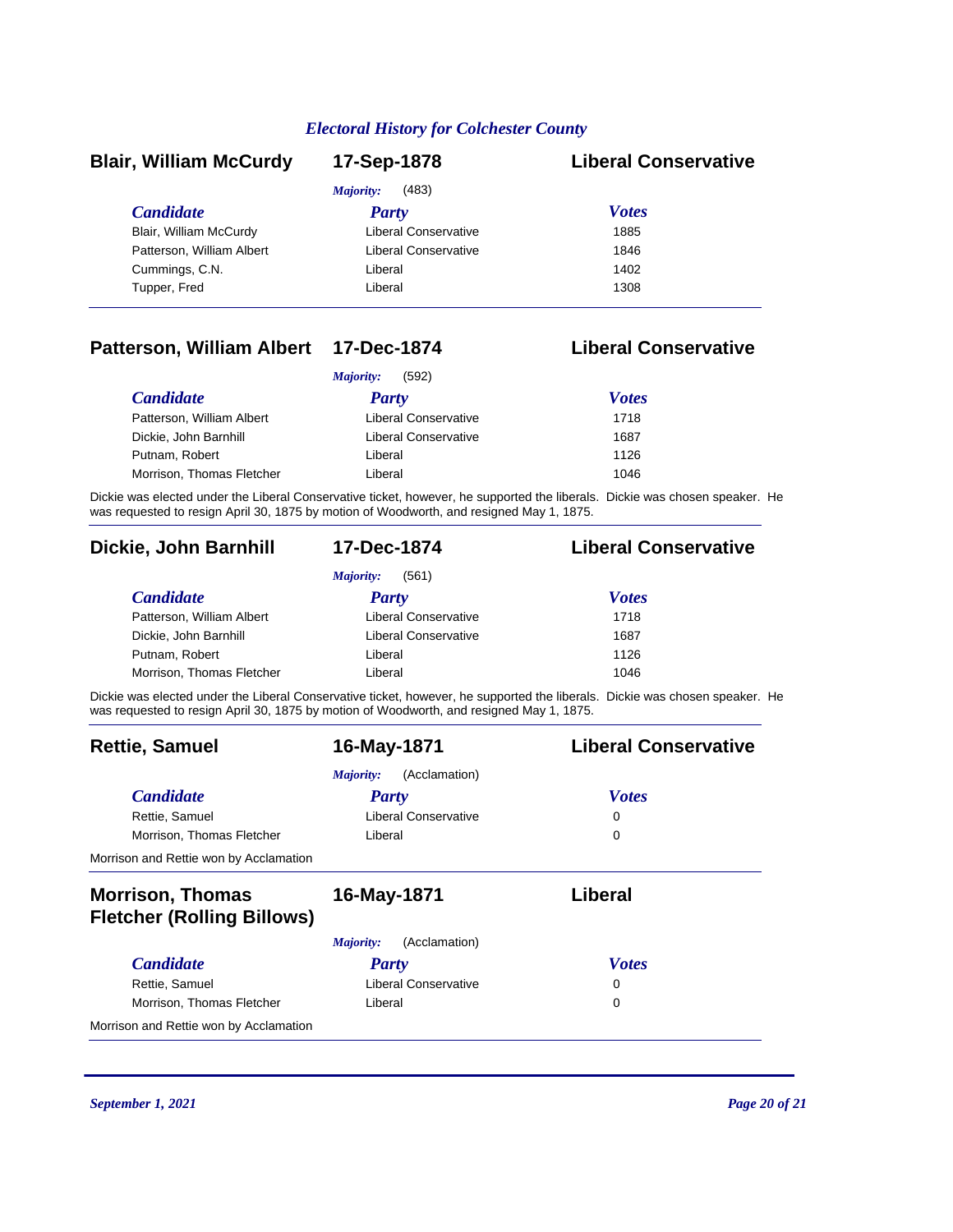## Blair, William McCurdy — 17-Sep-1878 — Liberal Conservative

*Majority:* (483)

| Candidate | Party | Votes |
|---|---|---|
| Blair, William McCurdy | Liberal Conservative | 1885 |
| Patterson, William Albert | Liberal Conservative | 1846 |
| Cummings, C.N. | Liberal | 1402 |
| Tupper, Fred | Liberal | 1308 |

## Patterson, William Albert — 17-Dec-1874 — Liberal Conservative

*Majority:* (592)

| Candidate | Party | Votes |
|---|---|---|
| Patterson, William Albert | Liberal Conservative | 1718 |
| Dickie, John Barnhill | Liberal Conservative | 1687 |
| Putnam, Robert | Liberal | 1126 |
| Morrison, Thomas Fletcher | Liberal | 1046 |

Dickie was elected under the Liberal Conservative ticket, however, he supported the liberals. Dickie was chosen speaker. He was requested to resign April 30, 1875 by motion of Woodworth, and resigned May 1, 1875.

## Dickie, John Barnhill — 17-Dec-1874 — Liberal Conservative

*Majority:* (561)

| Candidate | Party | Votes |
|---|---|---|
| Patterson, William Albert | Liberal Conservative | 1718 |
| Dickie, John Barnhill | Liberal Conservative | 1687 |
| Putnam, Robert | Liberal | 1126 |
| Morrison, Thomas Fletcher | Liberal | 1046 |

Dickie was elected under the Liberal Conservative ticket, however, he supported the liberals. Dickie was chosen speaker. He was requested to resign April 30, 1875 by motion of Woodworth, and resigned May 1, 1875.

## Rettie, Samuel — 16-May-1871 — Liberal Conservative

*Majority:* (Acclamation)

| Candidate | Party | Votes |
|---|---|---|
| Rettie, Samuel | Liberal Conservative | 0 |
| Morrison, Thomas Fletcher | Liberal | 0 |

Morrison and Rettie won by Acclamation

## Morrison, Thomas Fletcher (Rolling Billows) — 16-May-1871 — Liberal

*Majority:* (Acclamation)

| Candidate | Party | Votes |
|---|---|---|
| Rettie, Samuel | Liberal Conservative | 0 |
| Morrison, Thomas Fletcher | Liberal | 0 |

Morrison and Rettie won by Acclamation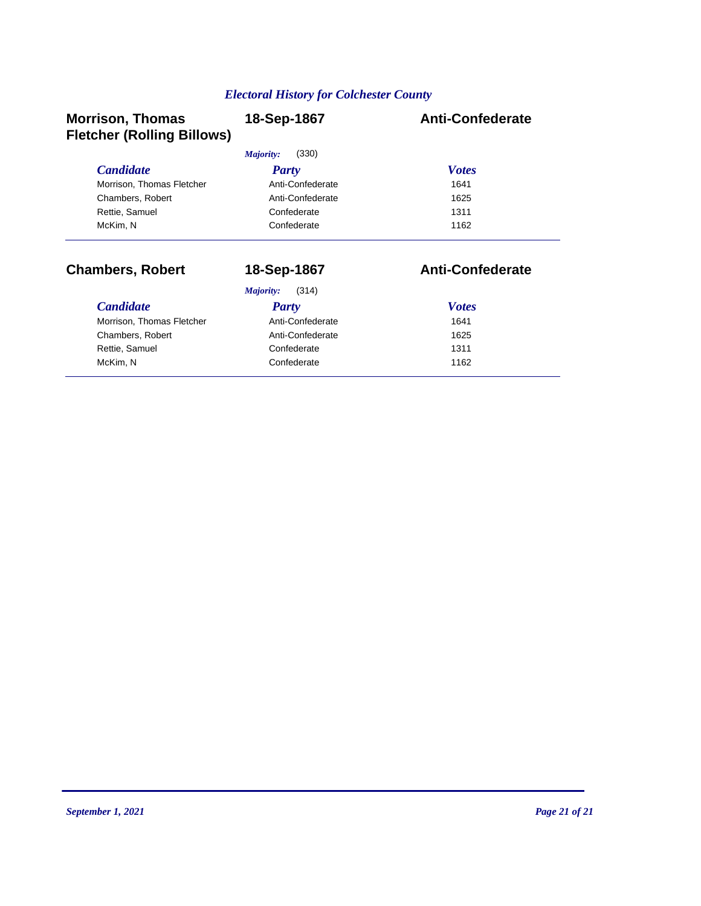*Electoral History for Colchester County*

## Morrison, Thomas Fletcher (Rolling Billows) — 18-Sep-1867 — Anti-Confederate

*Majority:* (330)

| Candidate | Party | Votes |
|---|---|---|
| Morrison, Thomas Fletcher | Anti-Confederate | 1641 |
| Chambers, Robert | Anti-Confederate | 1625 |
| Rettie, Samuel | Confederate | 1311 |
| McKim, N | Confederate | 1162 |

## Chambers, Robert — 18-Sep-1867 — Anti-Confederate

*Majority:* (314)

| Candidate | Party | Votes |
|---|---|---|
| Morrison, Thomas Fletcher | Anti-Confederate | 1641 |
| Chambers, Robert | Anti-Confederate | 1625 |
| Rettie, Samuel | Confederate | 1311 |
| McKim, N | Confederate | 1162 |

*September 1, 2021*